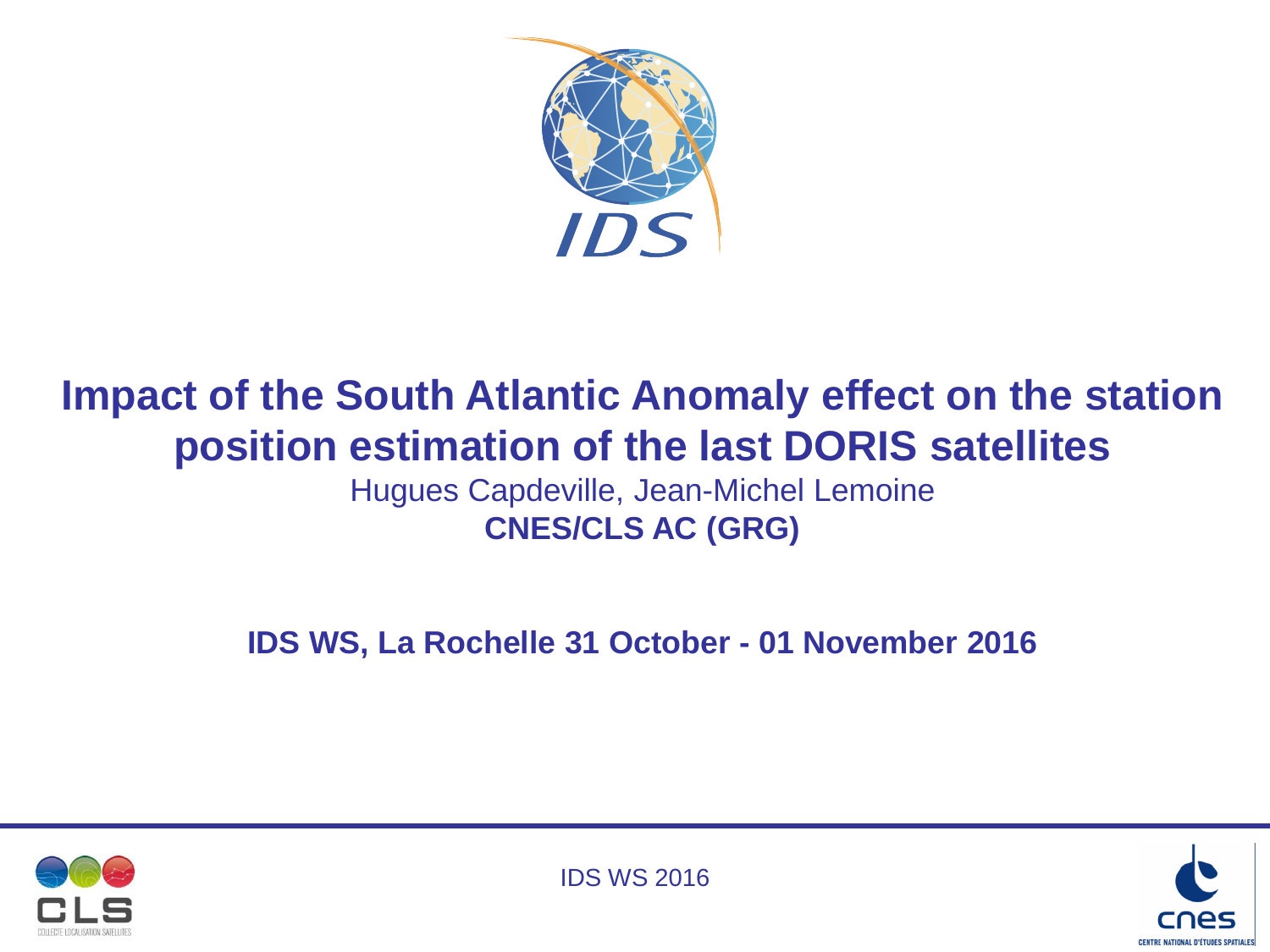# Impact of the South Atlantic Anomaly effect on the station position estimation of the last DORIS satellites

Hugues Capdeville, Jean-Michel Lemoine

**CNES/CLS AC (GRG)**

**IDS WS, La Rochelle 31 October - 01 November 2016**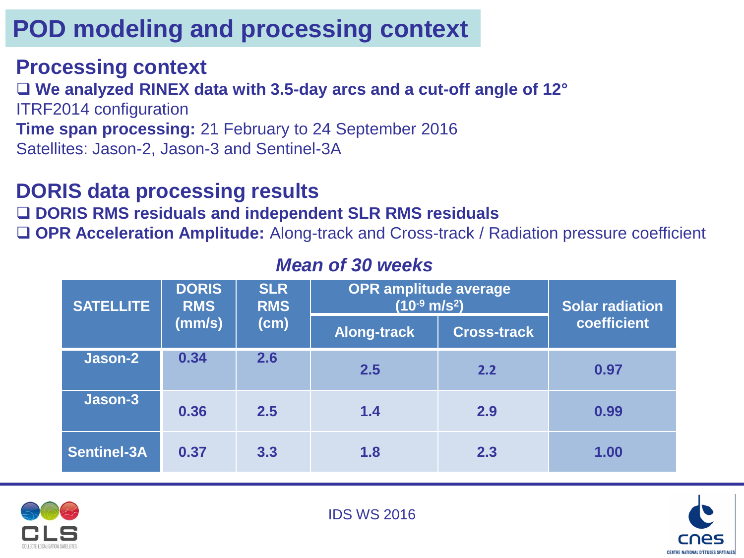# POD modeling and processing context

## Processing context

❑ **We analyzed RINEX data with 3.5-day arcs and a cut-off angle of 12°**

ITRF2014 configuration

**Time span processing:** 21 February to 24 September 2016

Satellites: Jason-2, Jason-3 and Sentinel-3A

## DORIS data processing results

❑ **DORIS RMS residuals and independent SLR RMS residuals**

❑ **OPR Acceleration Amplitude:** Along-track and Cross-track / Radiation pressure coefficient

***Mean of 30 weeks***

| SATELLITE | DORIS RMS (mm/s) | SLR RMS (cm) | OPR amplitude average ($10^{-9}$ m/s$^2$) | | Solar radiation coefficient |
|---|---|---|---|---|---|
| | | | Along-track | Cross-track | |
| Jason-2 | 0.34 | 2.6 | 2.5 | 2.2 | 0.97 |
| Jason-3 | 0.36 | 2.5 | 1.4 | 2.9 | 0.99 |
| Sentinel-3A | 0.37 | 3.3 | 1.8 | 2.3 | 1.00 |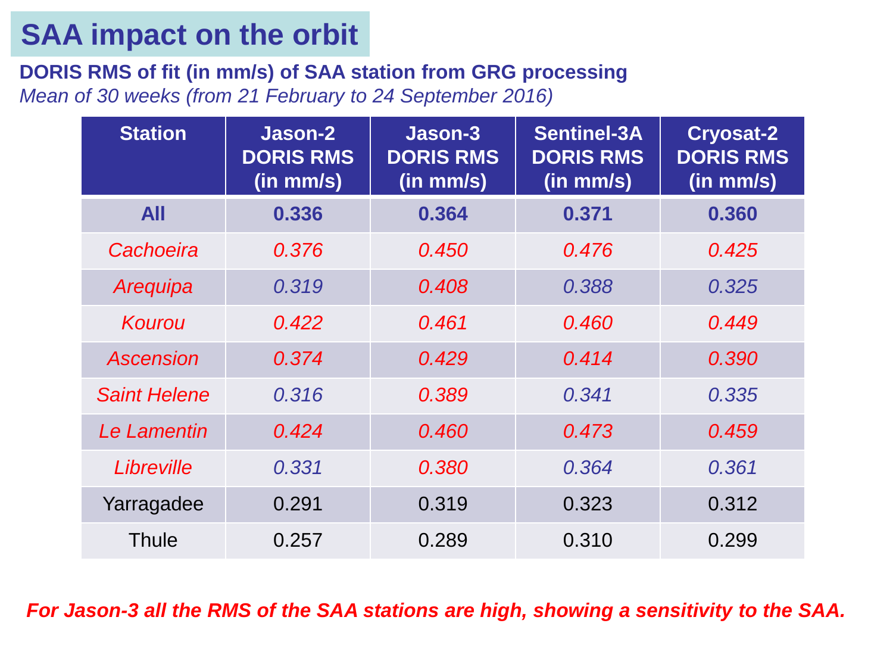# SAA impact on the orbit

**DORIS RMS of fit (in mm/s) of SAA station from GRG processing**

*Mean of 30 weeks (from 21 February to 24 September 2016)*

| Station | Jason-2 DORIS RMS (in mm/s) | Jason-3 DORIS RMS (in mm/s) | Sentinel-3A DORIS RMS (in mm/s) | Cryosat-2 DORIS RMS (in mm/s) |
|---|---|---|---|---|
| **All** | **0.336** | **0.364** | **0.371** | **0.360** |
| *Cachoeira* | *0.376* | *0.450* | *0.476* | *0.425* |
| *Arequipa* | *0.319* | *0.408* | *0.388* | *0.325* |
| *Kourou* | *0.422* | *0.461* | *0.460* | *0.449* |
| *Ascension* | *0.374* | *0.429* | *0.414* | *0.390* |
| *Saint Helene* | *0.316* | *0.389* | *0.341* | *0.335* |
| *Le Lamentin* | *0.424* | *0.460* | *0.473* | *0.459* |
| *Libreville* | *0.331* | *0.380* | *0.364* | *0.361* |
| Yarragadee | 0.291 | 0.319 | 0.323 | 0.312 |
| Thule | 0.257 | 0.289 | 0.310 | 0.299 |

***For Jason-3 all the RMS of the SAA stations are high, showing a sensitivity to the SAA.***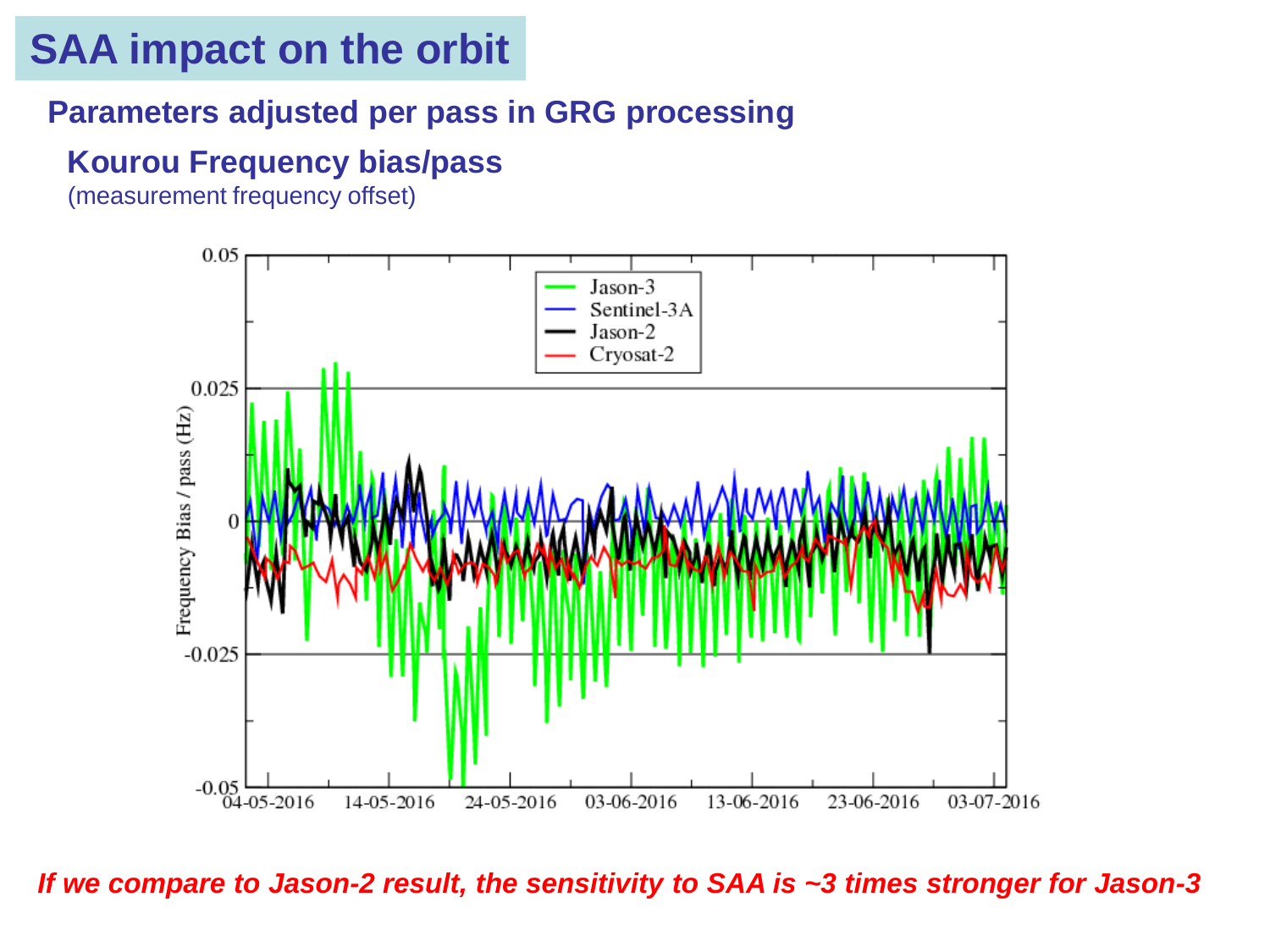# SAA impact on the orbit

## Parameters adjusted per pass in GRG processing

### Kourou Frequency bias/pass

(measurement frequency offset)

*If we compare to Jason-2 result, the sensitivity to SAA is ~3 times stronger for Jason-3*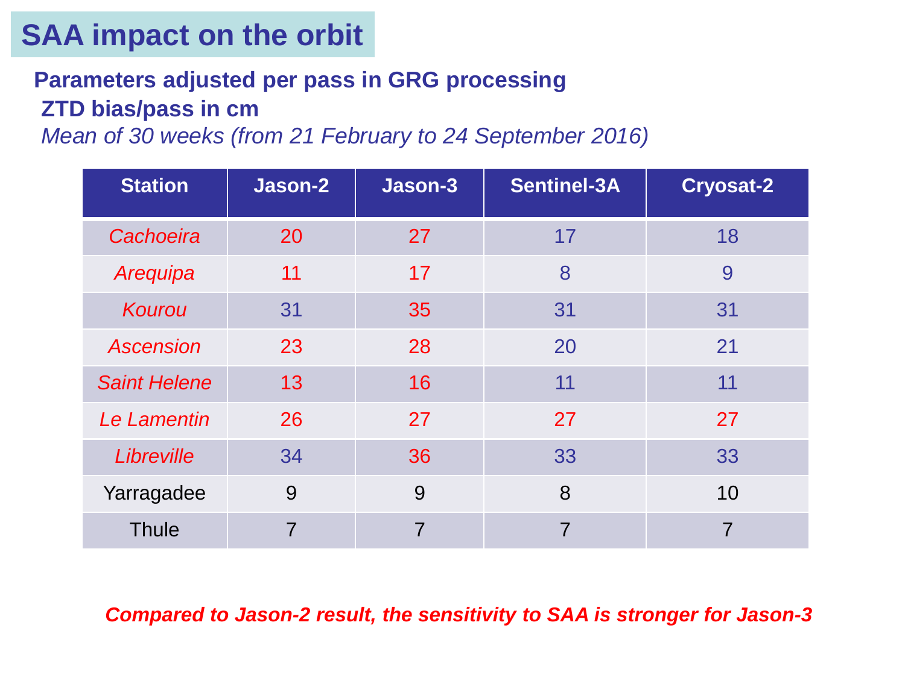# SAA impact on the orbit

**Parameters adjusted per pass in GRG processing**

**ZTD bias/pass in cm**

*Mean of 30 weeks (from 21 February to 24 September 2016)*

| Station | Jason-2 | Jason-3 | Sentinel-3A | Cryosat-2 |
|---|---|---|---|---|
| *Cachoeira* | 20 | 27 | 17 | 18 |
| *Arequipa* | 11 | 17 | 8 | 9 |
| *Kourou* | 31 | 35 | 31 | 31 |
| *Ascension* | 23 | 28 | 20 | 21 |
| *Saint Helene* | 13 | 16 | 11 | 11 |
| *Le Lamentin* | 26 | 27 | 27 | 27 |
| *Libreville* | 34 | 36 | 33 | 33 |
| Yarragadee | 9 | 9 | 8 | 10 |
| Thule | 7 | 7 | 7 | 7 |

***Compared to Jason-2 result, the sensitivity to SAA is stronger for Jason-3***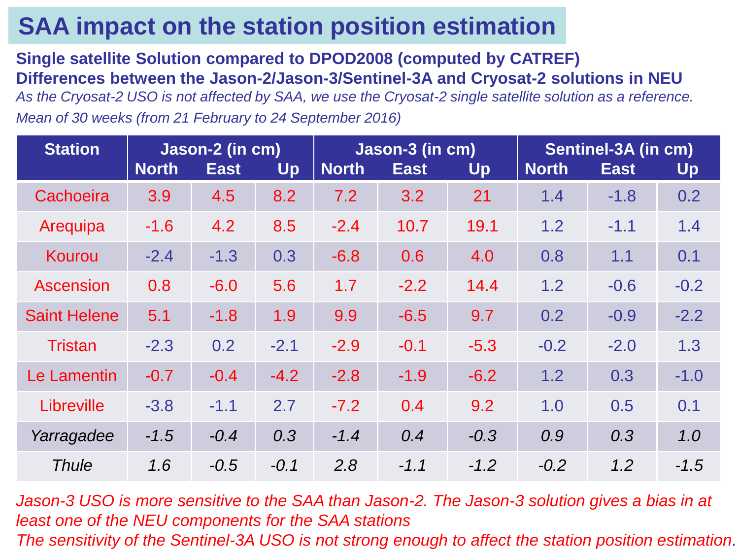# SAA impact on the station position estimation

**Single satellite Solution compared to DPOD2008 (computed by CATREF)**

**Differences between the Jason-2/Jason-3/Sentinel-3A and Cryosat-2 solutions in NEU**

*As the Cryosat-2 USO is not affected by SAA, we use the Cryosat-2 single satellite solution as a reference.*

*Mean of 30 weeks (from 21 February to 24 September 2016)*

| Station | Jason-2 (in cm) | | | Jason-3 (in cm) | | | Sentinel-3A (in cm) | | |
|---|---|---|---|---|---|---|---|---|---|
| | North | East | Up | North | East | Up | North | East | Up |
| Cachoeira | 3.9 | 4.5 | 8.2 | 7.2 | 3.2 | 21 | 1.4 | -1.8 | 0.2 |
| Arequipa | -1.6 | 4.2 | 8.5 | -2.4 | 10.7 | 19.1 | 1.2 | -1.1 | 1.4 |
| Kourou | -2.4 | -1.3 | 0.3 | -6.8 | 0.6 | 4.0 | 0.8 | 1.1 | 0.1 |
| Ascension | 0.8 | -6.0 | 5.6 | 1.7 | -2.2 | 14.4 | 1.2 | -0.6 | -0.2 |
| Saint Helene | 5.1 | -1.8 | 1.9 | 9.9 | -6.5 | 9.7 | 0.2 | -0.9 | -2.2 |
| Tristan | -2.3 | 0.2 | -2.1 | -2.9 | -0.1 | -5.3 | -0.2 | -2.0 | 1.3 |
| Le Lamentin | -0.7 | -0.4 | -4.2 | -2.8 | -1.9 | -6.2 | 1.2 | 0.3 | -1.0 |
| Libreville | -3.8 | -1.1 | 2.7 | -7.2 | 0.4 | 9.2 | 1.0 | 0.5 | 0.1 |
| *Yarragadee* | *-1.5* | *-0.4* | *0.3* | *-1.4* | *0.4* | *-0.3* | *0.9* | *0.3* | *1.0* |
| *Thule* | *1.6* | *-0.5* | *-0.1* | *2.8* | *-1.1* | *-1.2* | *-0.2* | *1.2* | *-1.5* |

*Jason-3 USO is more sensitive to the SAA than Jason-2. The Jason-3 solution gives a bias in at least one of the NEU components for the SAA stations*

*The sensitivity of the Sentinel-3A USO is not strong enough to affect the station position estimation.*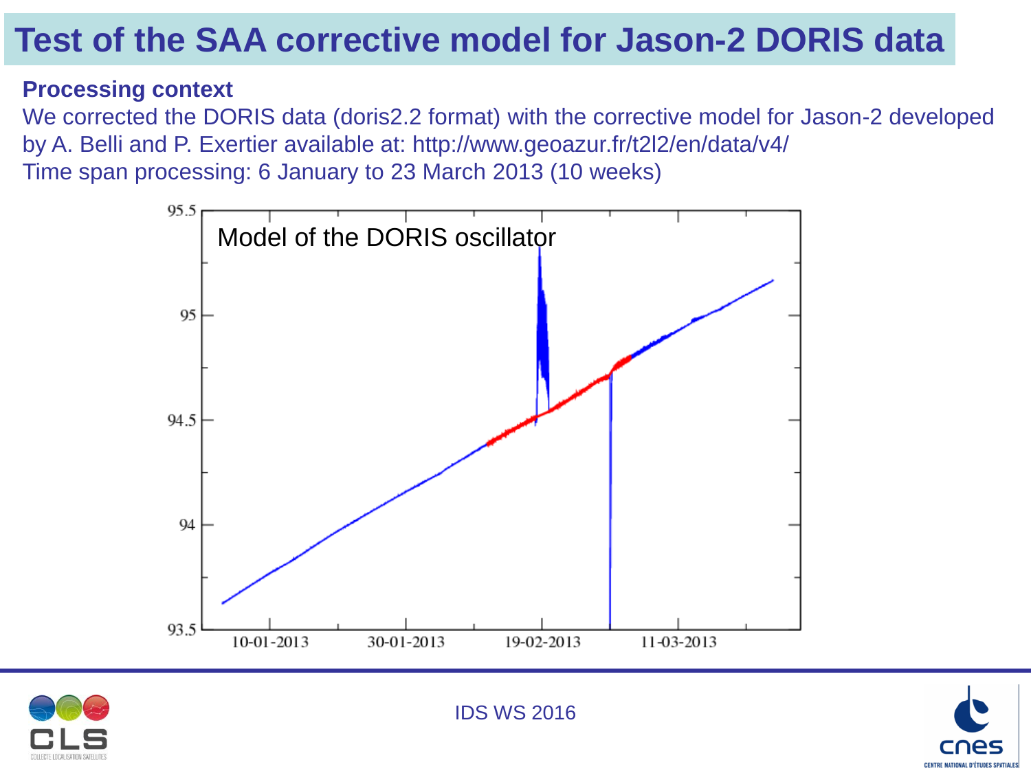# Test of the SAA corrective model for Jason-2 DORIS data

**Processing context**

We corrected the DORIS data (doris2.2 format) with the corrective model for Jason-2 developed by A. Belli and P. Exertier available at: http://www.geoazur.fr/t2l2/en/data/v4/

Time span processing: 6 January to 23 March 2013 (10 weeks)

Model of the DORIS oscillator

IDS WS 2016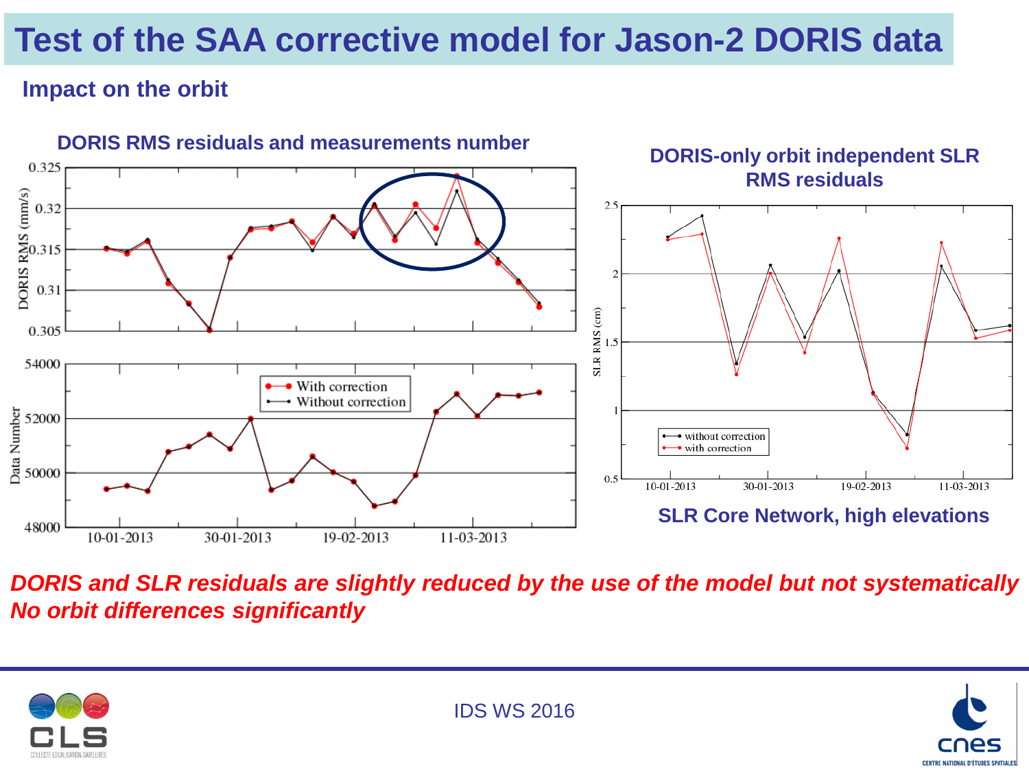# Test of the SAA corrective model for Jason-2 DORIS data

## Impact on the orbit

**DORIS RMS residuals and measurements number**

**DORIS-only orbit independent SLR RMS residuals**

**SLR Core Network, high elevations**

***DORIS and SLR residuals are slightly reduced by the use of the model but not systematically***
***No orbit differences significantly***

IDS WS 2016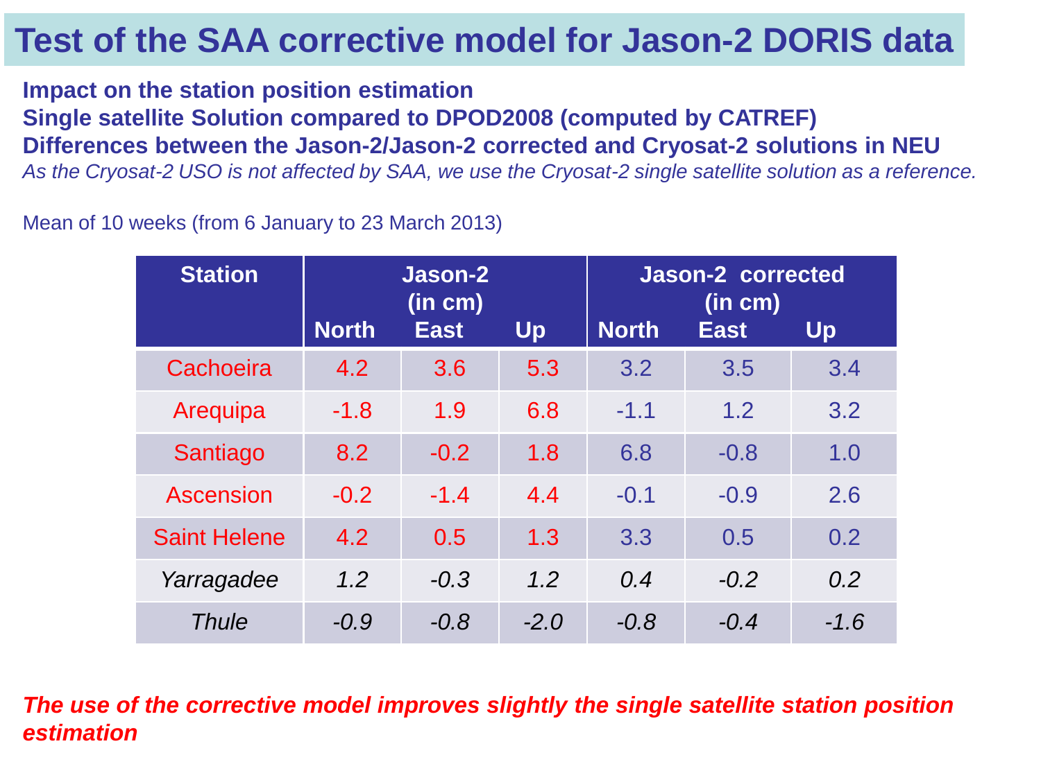# Test of the SAA corrective model for Jason-2 DORIS data

**Impact on the station position estimation**
**Single satellite Solution compared to DPOD2008 (computed by CATREF)**
**Differences between the Jason-2/Jason-2 corrected and Cryosat-2 solutions in NEU**
*As the Cryosat-2 USO is not affected by SAA, we use the Cryosat-2 single satellite solution as a reference.*

Mean of 10 weeks (from 6 January to 23 March 2013)

| Station | Jason-2 (in cm) | | | Jason-2 corrected (in cm) | | |
|---|---|---|---|---|---|---|
| | North | East | Up | North | East | Up |
| Cachoeira | 4.2 | 3.6 | 5.3 | 3.2 | 3.5 | 3.4 |
| Arequipa | -1.8 | 1.9 | 6.8 | -1.1 | 1.2 | 3.2 |
| Santiago | 8.2 | -0.2 | 1.8 | 6.8 | -0.8 | 1.0 |
| Ascension | -0.2 | -1.4 | 4.4 | -0.1 | -0.9 | 2.6 |
| Saint Helene | 4.2 | 0.5 | 1.3 | 3.3 | 0.5 | 0.2 |
| *Yarragadee* | *1.2* | *-0.3* | *1.2* | *0.4* | *-0.2* | *0.2* |
| *Thule* | *-0.9* | *-0.8* | *-2.0* | *-0.8* | *-0.4* | *-1.6* |

***The use of the corrective model improves slightly the single satellite station position estimation***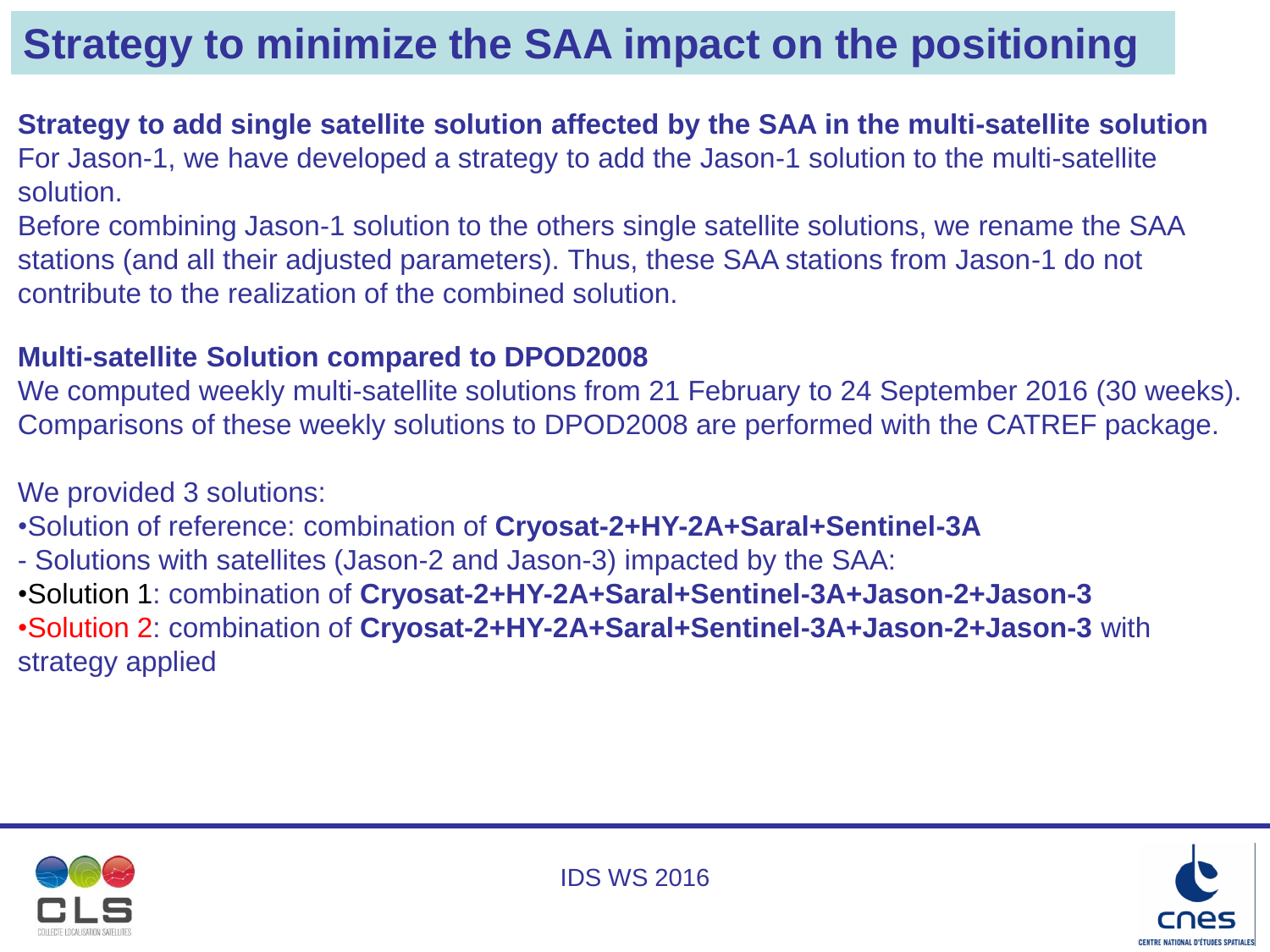# Strategy to minimize the SAA impact on the positioning

**Strategy to add single satellite solution affected by the SAA in the multi-satellite solution**

For Jason-1, we have developed a strategy to add the Jason-1 solution to the multi-satellite solution.

Before combining Jason-1 solution to the others single satellite solutions, we rename the SAA stations (and all their adjusted parameters). Thus, these SAA stations from Jason-1 do not contribute to the realization of the combined solution.

**Multi-satellite Solution compared to DPOD2008**

We computed weekly multi-satellite solutions from 21 February to 24 September 2016 (30 weeks). Comparisons of these weekly solutions to DPOD2008 are performed with the CATREF package.

We provided 3 solutions:

- Solution of reference: combination of **Cryosat-2+HY-2A+Saral+Sentinel-3A**

\- Solutions with satellites (Jason-2 and Jason-3) impacted by the SAA:

- Solution 1: combination of **Cryosat-2+HY-2A+Saral+Sentinel-3A+Jason-2+Jason-3**
- Solution 2: combination of **Cryosat-2+HY-2A+Saral+Sentinel-3A+Jason-2+Jason-3** with strategy applied

IDS WS 2016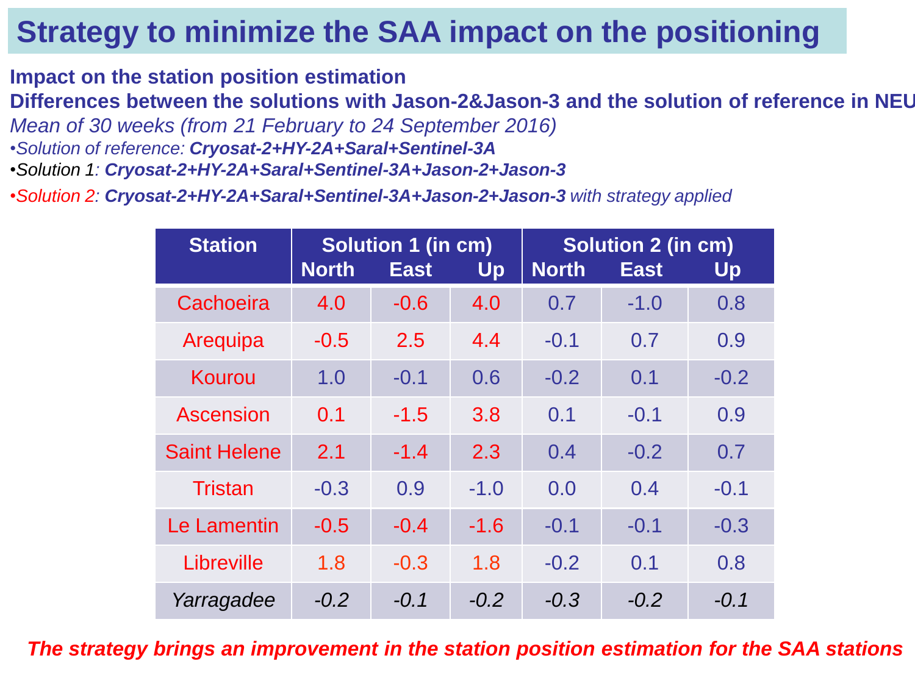# Strategy to minimize the SAA impact on the positioning

**Impact on the station position estimation**

**Differences between the solutions with Jason-2&Jason-3 and the solution of reference in NEU**

*Mean of 30 weeks (from 21 February to 24 September 2016)*

- *Solution of reference: **Cryosat-2+HY-2A+Saral+Sentinel-3A***
- *Solution 1: **Cryosat-2+HY-2A+Saral+Sentinel-3A+Jason-2+Jason-3***
- *Solution 2: **Cryosat-2+HY-2A+Saral+Sentinel-3A+Jason-2+Jason-3** with strategy applied*

| Station | Solution 1 (in cm) | | | Solution 2 (in cm) | | |
|---|---|---|---|---|---|---|
| | North | East | Up | North | East | Up |
| Cachoeira | 4.0 | -0.6 | 4.0 | 0.7 | -1.0 | 0.8 |
| Arequipa | -0.5 | 2.5 | 4.4 | -0.1 | 0.7 | 0.9 |
| Kourou | 1.0 | -0.1 | 0.6 | -0.2 | 0.1 | -0.2 |
| Ascension | 0.1 | -1.5 | 3.8 | 0.1 | -0.1 | 0.9 |
| Saint Helene | 2.1 | -1.4 | 2.3 | 0.4 | -0.2 | 0.7 |
| Tristan | -0.3 | 0.9 | -1.0 | 0.0 | 0.4 | -0.1 |
| Le Lamentin | -0.5 | -0.4 | -1.6 | -0.1 | -0.1 | -0.3 |
| Libreville | 1.8 | -0.3 | 1.8 | -0.2 | 0.1 | 0.8 |
| *Yarragadee* | *-0.2* | *-0.1* | *-0.2* | *-0.3* | *-0.2* | *-0.1* |

***The strategy brings an improvement in the station position estimation for the SAA stations***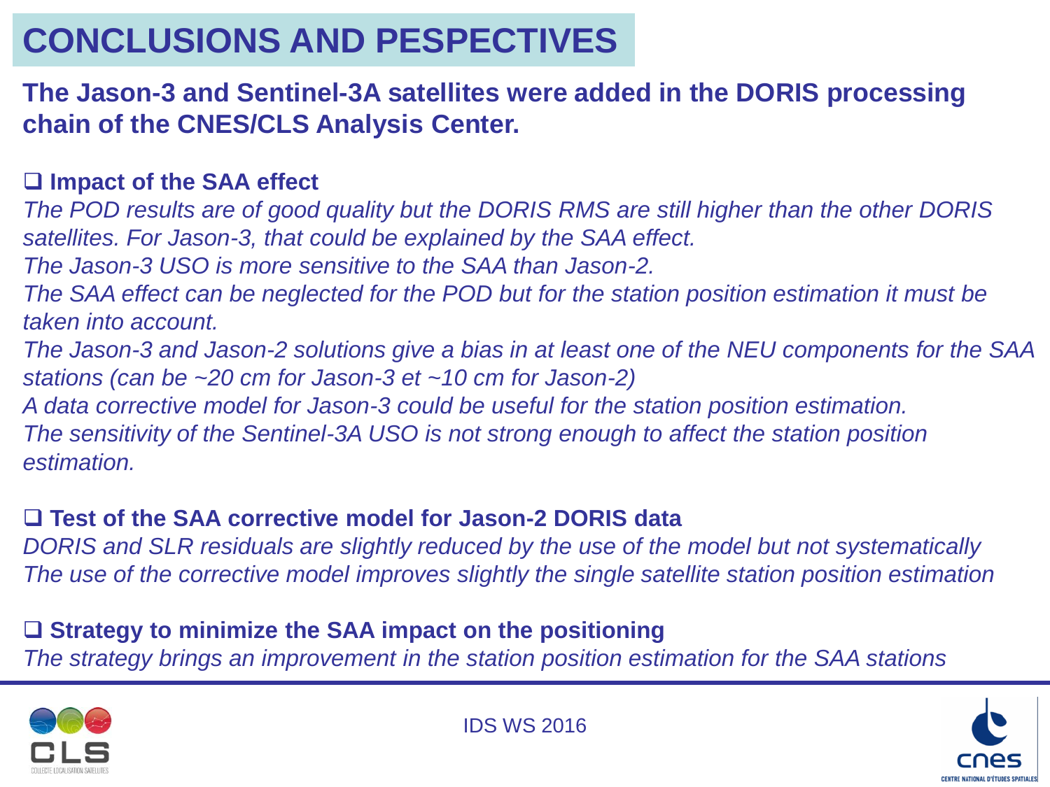# CONCLUSIONS AND PESPECTIVES

**The Jason-3 and Sentinel-3A satellites were added in the DORIS processing chain of the CNES/CLS Analysis Center.**

- **Impact of the SAA effect**

*The POD results are of good quality but the DORIS RMS are still higher than the other DORIS satellites. For Jason-3, that could be explained by the SAA effect.*
*The Jason-3 USO is more sensitive to the SAA than Jason-2.*
*The SAA effect can be neglected for the POD but for the station position estimation it must be taken into account.*
*The Jason-3 and Jason-2 solutions give a bias in at least one of the NEU components for the SAA stations (can be ~20 cm for Jason-3 et ~10 cm for Jason-2)*
*A data corrective model for Jason-3 could be useful for the station position estimation.*
*The sensitivity of the Sentinel-3A USO is not strong enough to affect the station position estimation.*

- **Test of the SAA corrective model for Jason-2 DORIS data**

*DORIS and SLR residuals are slightly reduced by the use of the model but not systematically*
*The use of the corrective model improves slightly the single satellite station position estimation*

- **Strategy to minimize the SAA impact on the positioning**

*The strategy brings an improvement in the station position estimation for the SAA stations*

IDS WS 2016